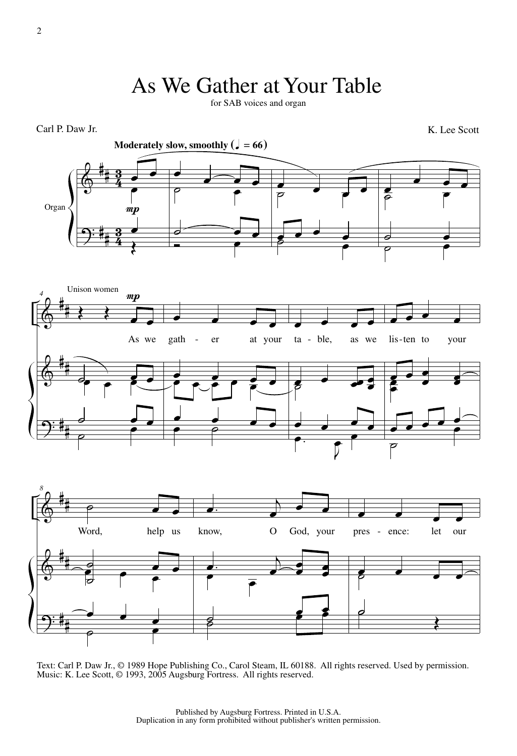# As We Gather at Your Table

for SAB voices and organ

Carl P. Daw Jr.

K. Lee Scott

**Moderately slow, smoothly** (♩ = 66)

Organ

*mp*

Unison women

*mp*

As we gath - er at your ta - ble, as we lis - ten to your

Word, help us know, O God, your pres - ence: let our

Text: Carl P. Daw Jr., © 1989 Hope Publishing Co., Carol Steam, IL 60188. All rights reserved. Used by permission.
Music: K. Lee Scott, © 1993, 2005 Augsburg Fortress. All rights reserved.

Published by Augsburg Fortress. Printed in U.S.A.
Duplication in any form prohibited without publisher's written permission.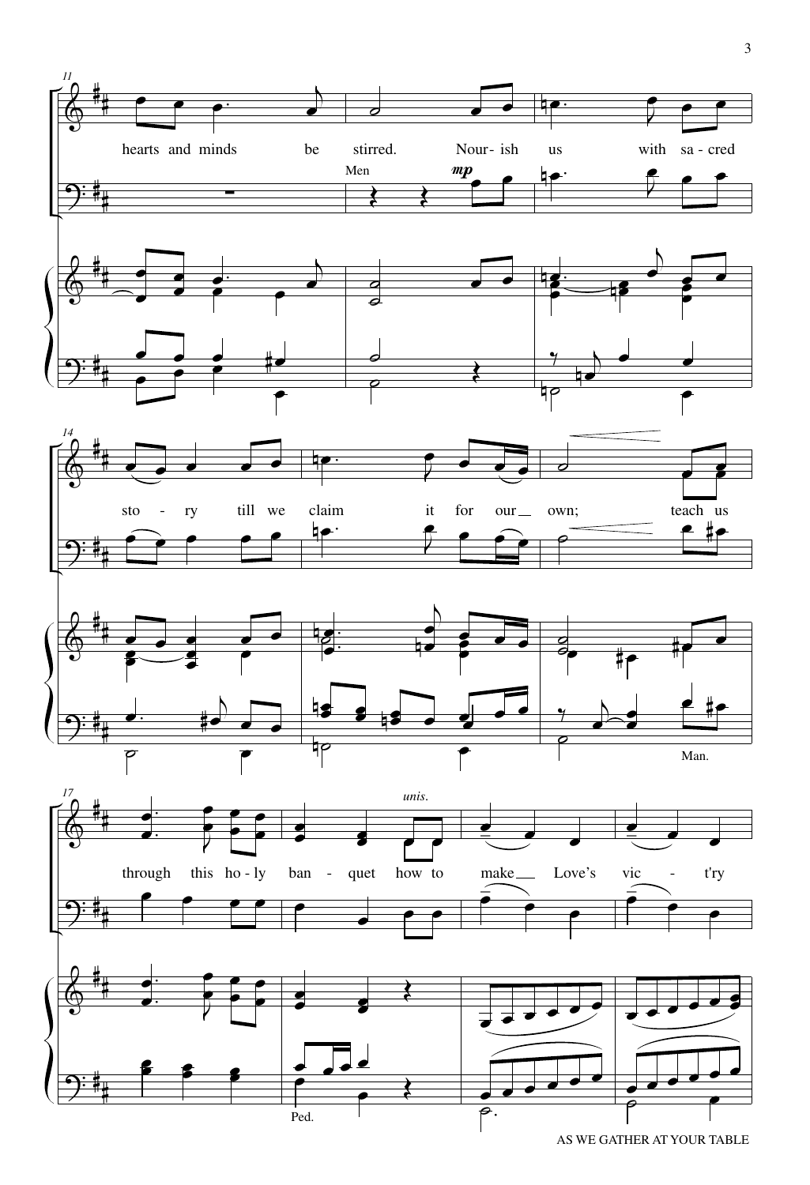hearts and minds be stirred. Nour - ish us with sa - cred

Men *mp*

sto - ry till we claim it for our own; teach us

Man.

through this ho - ly ban - quet how to make Love's vic - t'ry

*unis.*

Ped.

AS WE GATHER AT YOUR TABLE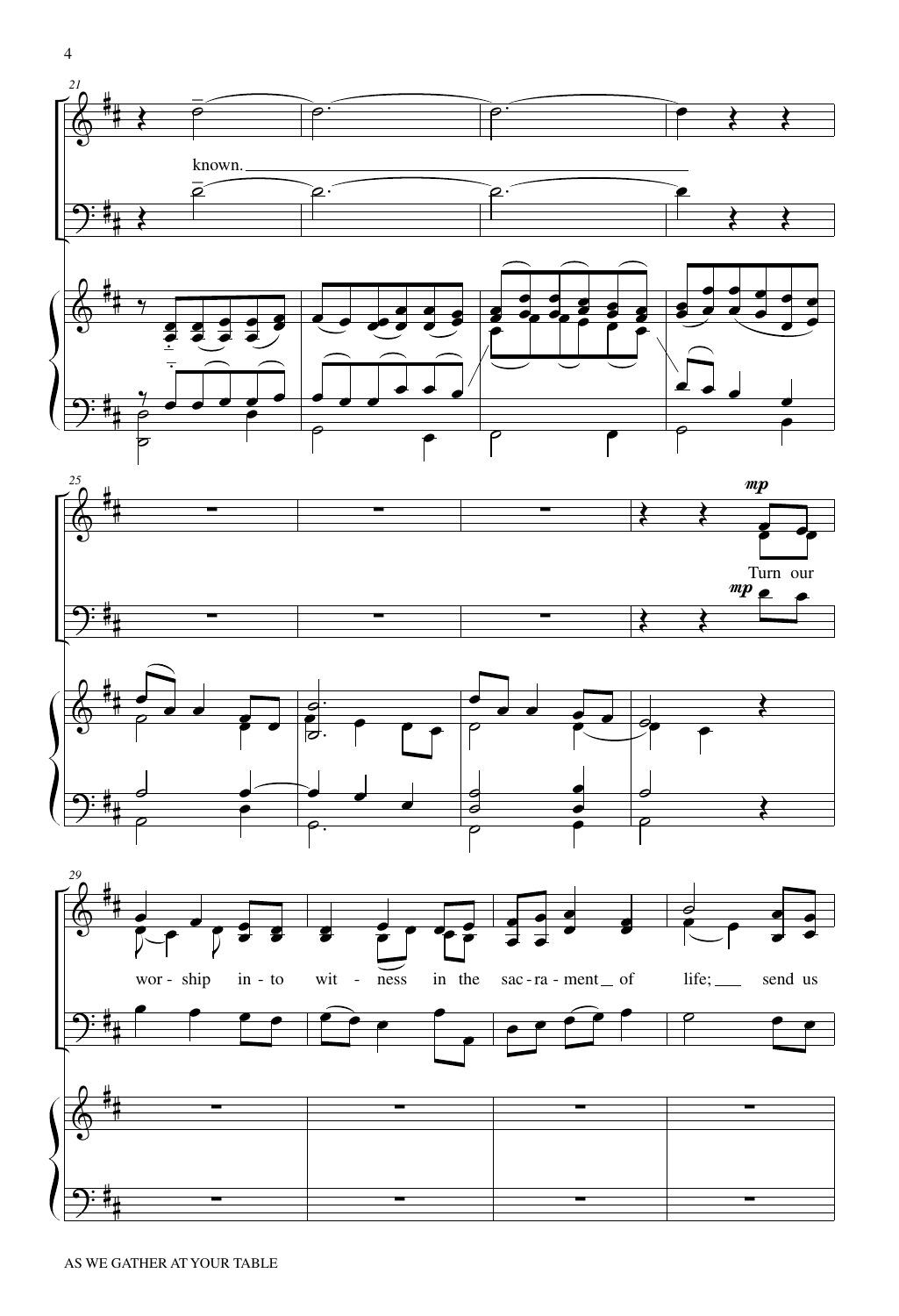21

known.

25

*mp*

Turn our

*mp*

29

wor - ship in - to wit - ness in the sac - ra - ment of life; send us